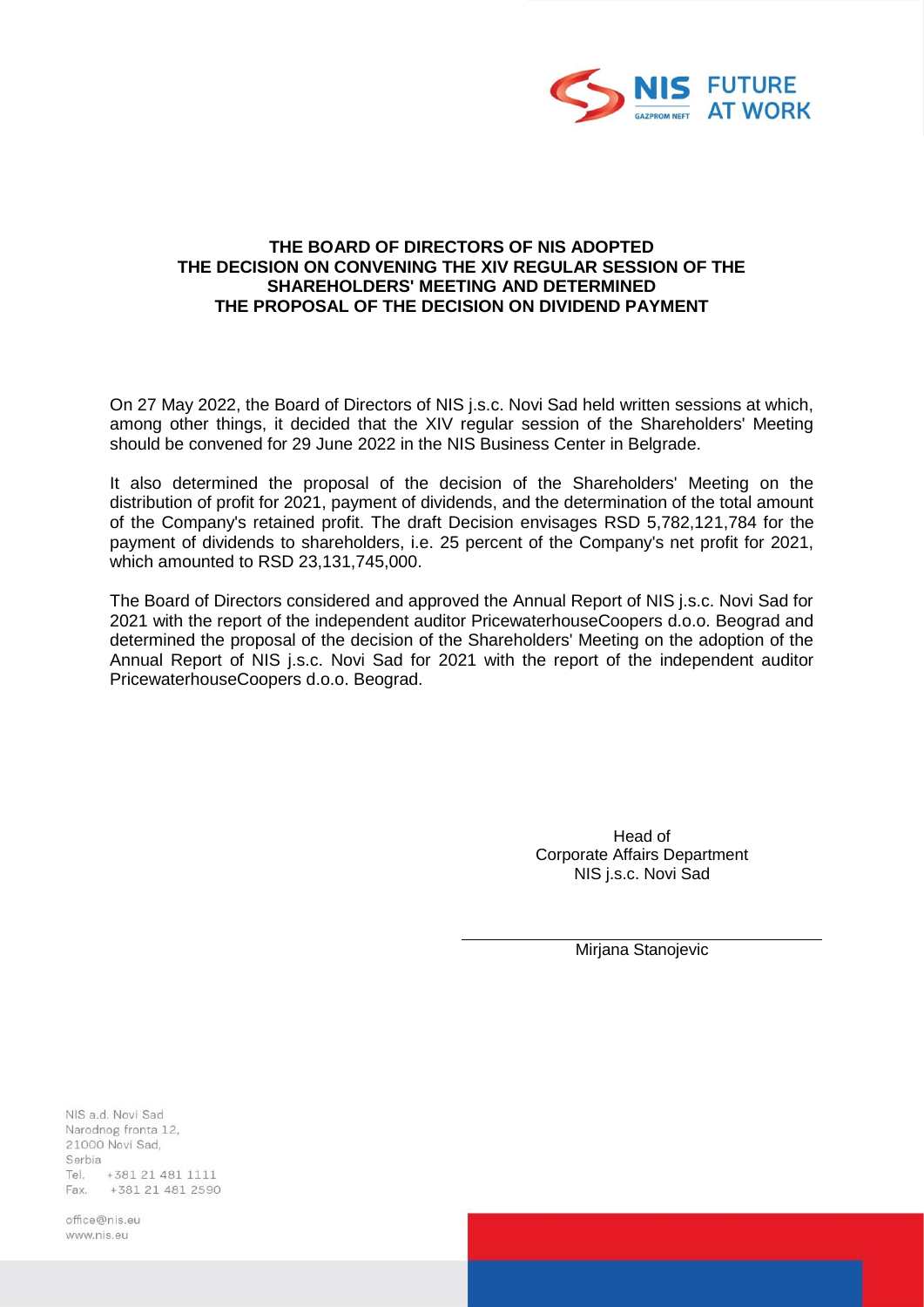# THE BOARD OF DIRECTORS OF NIS ADOPTED THE DECISION ON CONVENING THE XIV REGULAR SESSION OF THE SHAREHOLDERS' MEETING AND DETERMINED THE PROPOSAL OF THE DECISION ON DIVIDEND PAYMENT

On 27 May 2022, the Board of Directors of NIS j.s.c. Novi Sad held written sessions at which, among other things, it decided that the XIV regular session of the Shareholders' Meeting should be convened for 29 June 2022 in the NIS Business Center in Belgrade.

It also determined the proposal of the decision of the Shareholders' Meeting on the distribution of profit for 2021, payment of dividends, and the determination of the total amount of the Company's retained profit. The draft Decision envisages RSD 5,782,121,784 for the payment of dividends to shareholders, i.e. 25 percent of the Company's net profit for 2021, which amounted to RSD 23,131,745,000.

The Board of Directors considered and approved the Annual Report of NIS j.s.c. Novi Sad for 2021 with the report of the independent auditor PricewaterhouseCoopers d.o.o. Beograd and determined the proposal of the decision of the Shareholders' Meeting on the adoption of the Annual Report of NIS j.s.c. Novi Sad for 2021 with the report of the independent auditor PricewaterhouseCoopers d.o.o. Beograd.

Head of
Corporate Affairs Department
NIS j.s.c. Novi Sad

Mirjana Stanojevic

NIS a.d. Novi Sad
Narodnog fronta 12,
21000 Novi Sad,
Serbia
Tel. +381 21 481 1111
Fax. +381 21 481 2590

office@nis.eu
www.nis.eu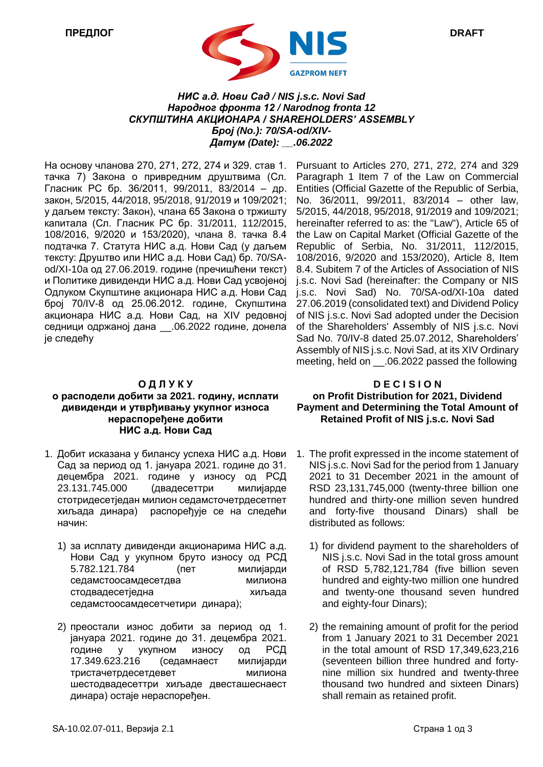**ПРЕДЛОГ** **DRAFT**

***НИС а.д. Нови Сад / NIS j.s.c. Novi Sad***
***Народног фронта 12 / Narodnog fronta 12***
***СКУПШТИНА АКЦИОНАРА / SHAREHOLDERS' ASSEMBLY***
***Број (No.): 70/SA-od/XIV-***
***Датум (Date): __.06.2022***

На основу чланова 270, 271, 272, 274 и 329. став 1. тачка 7) Закона о привредним друштвима (Сл. Гласник РС бр. 36/2011, 99/2011, 83/2014 – др. закон, 5/2015, 44/2018, 95/2018, 91/2019 и 109/2021; у даљем тексту: Закон), члана 65 Закона о тржишту капитала (Сл. Гласник РС бр. 31/2011, 112/2015, 108/2016, 9/2020 и 153/2020), члана 8. тачка 8.4 подтачка 7. Статута НИС а.д. Нови Сад (у даљем тексту: Друштво или НИС а.д. Нови Сад) бр. 70/SA-od/XI-10a од 27.06.2019. године (пречишћени текст) и Политике дивиденди НИС а.д. Нови Сад усвојеној Одлуком Скупштине акционара НИС а.д. Нови Сад број 70/IV-8 од 25.06.2012. године, Скупштина акционара НИС а.д. Нови Сад, на XIV редовној седници одржаној дана __.06.2022 године, донела је следећу

Pursuant to Articles 270, 271, 272, 274 and 329 Paragraph 1 Item 7 of the Law on Commercial Entities (Official Gazette of the Republic of Serbia, No. 36/2011, 99/2011, 83/2014 – other law, 5/2015, 44/2018, 95/2018, 91/2019 and 109/2021; hereinafter referred to as: the "Law"), Article 65 of the Law on Capital Market (Official Gazette of the Republic of Serbia, No. 31/2011, 112/2015, 108/2016, 9/2020 and 153/2020), Article 8, Item 8.4. Subitem 7 of the Articles of Association of NIS j.s.c. Novi Sad (hereinafter: the Company or NIS j.s.c. Novi Sad) No. 70/SA-od/XI-10a dated 27.06.2019 (consolidated text) and Dividend Policy of NIS j.s.c. Novi Sad adopted under the Decision of the Shareholders' Assembly of NIS j.s.c. Novi Sad No. 70/IV-8 dated 25.07.2012, Shareholders' Assembly of NIS j.s.c. Novi Sad, at its XIV Ordinary meeting, held on __.06.2022 passed the following

## О Д Л У К У
### о расподели добити за 2021. годину, исплати дивиденди и утврђивању укупног износа нераспоређене добити НИС а.д. Нови Сад

1. Добит исказана у билансу успеха НИС а.д. Нови Сад за период од 1. јануара 2021. године до 31. децембра 2021. године у износу од РСД 23.131.745.000 (двадесеттри милијарде стотридесетједан милион седамсточетрдесетпет хиљада динара) распоређује се на следећи начин:

   1) за исплату дивиденди акционарима НИС а.д. Нови Сад у укупном бруто износу од РСД 5.782.121.784 (пет милијарди седамстоосамдесетдва милиона стодвадесетједна хиљада седамстоосамдесетчетири динара);

   2) преостали износ добити за период од 1. јануара 2021. године до 31. децембра 2021. године у укупном износу од РСД 17.349.623.216 (седамнаест милијарди тристачетрдесетдевет милиона шестодвадесеттри хиљаде двесташеснаест динара) остаје нераспоређен.

## D E C I S I O N
### on Profit Distribution for 2021, Dividend Payment and Determining the Total Amount of Retained Profit of NIS j.s.c. Novi Sad

1. The profit expressed in the income statement of NIS j.s.c. Novi Sad for the period from 1 January 2021 to 31 December 2021 in the amount of RSD 23,131,745,000 (twenty-three billion one hundred and thirty-one million seven hundred and forty-five thousand Dinars) shall be distributed as follows:

   1) for dividend payment to the shareholders of NIS j.s.c. Novi Sad in the total gross amount of RSD 5,782,121,784 (five billion seven hundred and eighty-two million one hundred and twenty-one thousand seven hundred and eighty-four Dinars);

   2) the remaining amount of profit for the period from 1 January 2021 to 31 December 2021 in the total amount of RSD 17,349,623,216 (seventeen billion three hundred and forty-nine million six hundred and twenty-three thousand two hundred and sixteen Dinars) shall remain as retained profit.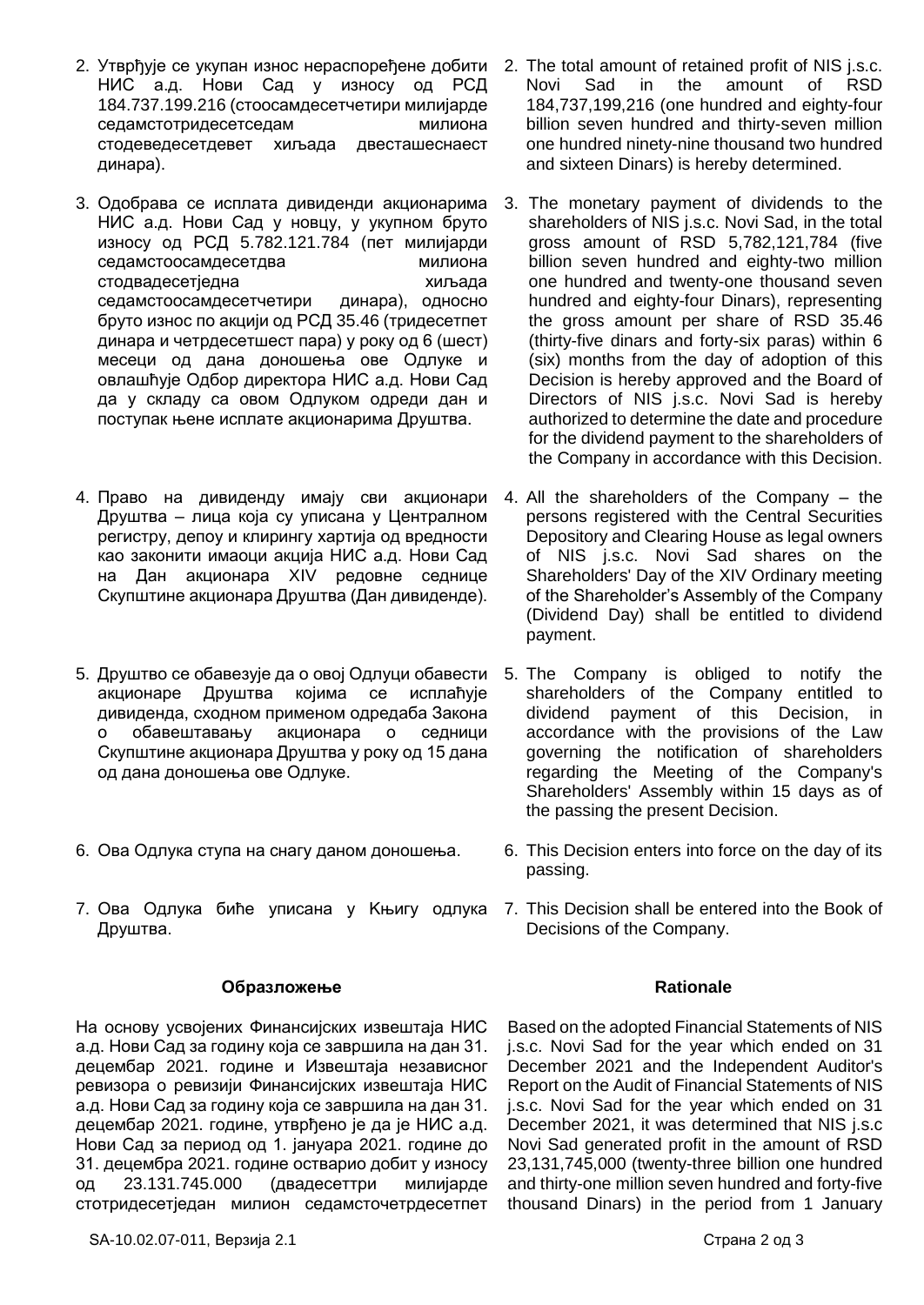2. Утврђује се укупан износ нераспоређене добити НИС а.д. Нови Сад у износу од РСД 184.737.199.216 (стоосамдесетчетири милијарде седамстотридесетседам милиона стодеведесетдевет хиљада двесташеснаест динара).

3. Одобрава се исплата дивиденди акционарима НИС а.д. Нови Сад у новцу, у укупном бруто износу од РСД 5.782.121.784 (пет милијарди седамстоосамдесетдва милиона стодвадесетједна хиљада седамстоосамдесетчетири динара), односно бруто износ по акцији од РСД 35.46 (тридесетпет динара и четрдесетшест пара) у року од 6 (шест) месеци од дана доношења ове Одлуке и овлашћује Одбор директора НИС а.д. Нови Сад да у складу са овом Одлуком одреди дан и поступак њене исплате акционарима Друштва.

4. Право на дивиденду имају сви акционари Друштва – лица која су уписана у Централном регистру, депоу и клирингу хартија од вредности као законити имаоци акција НИС а.д. Нови Сад на Дан акционара XIV редовне седнице Скупштине акционара Друштва (Дан дивиденде).

5. Друштво се обавезује да о овој Одлуци обавести акционаре Друштва којима се исплаћује дивиденда, сходном применом одредаба Закона о обавештавању акционара о седници Скупштине акционара Друштва у року од 15 дана од дана доношења ове Одлуке.

6. Ова Одлука ступа на снагу даном доношења.

7. Ова Одлука биће уписана у Књигу одлука Друштва.

**Образложење**

На основу усвојених Финансијских извештаја НИС а.д. Нови Сад за годину која се завршила на дан 31. децембар 2021. године и Извештаја независног ревизора о ревизији Финансијских извештаја НИС а.д. Нови Сад за годину која се завршила на дан 31. децембар 2021. године, утврђено је да је НИС а.д. Нови Сад за период од 1. јануара 2021. године до 31. децембра 2021. године остварио добит у износу од 23.131.745.000 (двадесеттри милијарде стотридесетједан милион седамсточетрдесетпет

2. The total amount of retained profit of NIS j.s.c. Novi Sad in the amount of RSD 184,737,199,216 (one hundred and eighty-four billion seven hundred and thirty-seven million one hundred ninety-nine thousand two hundred and sixteen Dinars) is hereby determined.

3. The monetary payment of dividends to the shareholders of NIS j.s.c. Novi Sad, in the total gross amount of RSD 5,782,121,784 (five billion seven hundred and eighty-two million one hundred and twenty-one thousand seven hundred and eighty-four Dinars), representing the gross amount per share of RSD 35.46 (thirty-five dinars and forty-six paras) within 6 (six) months from the day of adoption of this Decision is hereby approved and the Board of Directors of NIS j.s.c. Novi Sad is hereby authorized to determine the date and procedure for the dividend payment to the shareholders of the Company in accordance with this Decision.

4. All the shareholders of the Company – the persons registered with the Central Securities Depository and Clearing House as legal owners of NIS j.s.c. Novi Sad shares on the Shareholders' Day of the XIV Ordinary meeting of the Shareholder's Assembly of the Company (Dividend Day) shall be entitled to dividend payment.

5. The Company is obliged to notify the shareholders of the Company entitled to dividend payment of this Decision, in accordance with the provisions of the Law governing the notification of shareholders regarding the Meeting of the Company's Shareholders' Assembly within 15 days as of the passing the present Decision.

6. This Decision enters into force on the day of its passing.

7. This Decision shall be entered into the Book of Decisions of the Company.

**Rationale**

Based on the adopted Financial Statements of NIS j.s.c. Novi Sad for the year which ended on 31 December 2021 and the Independent Auditor's Report on the Audit of Financial Statements of NIS j.s.c. Novi Sad for the year which ended on 31 December 2021, it was determined that NIS j.s.c Novi Sad generated profit in the amount of RSD 23,131,745,000 (twenty-three billion one hundred and thirty-one million seven hundred and forty-five thousand Dinars) in the period from 1 January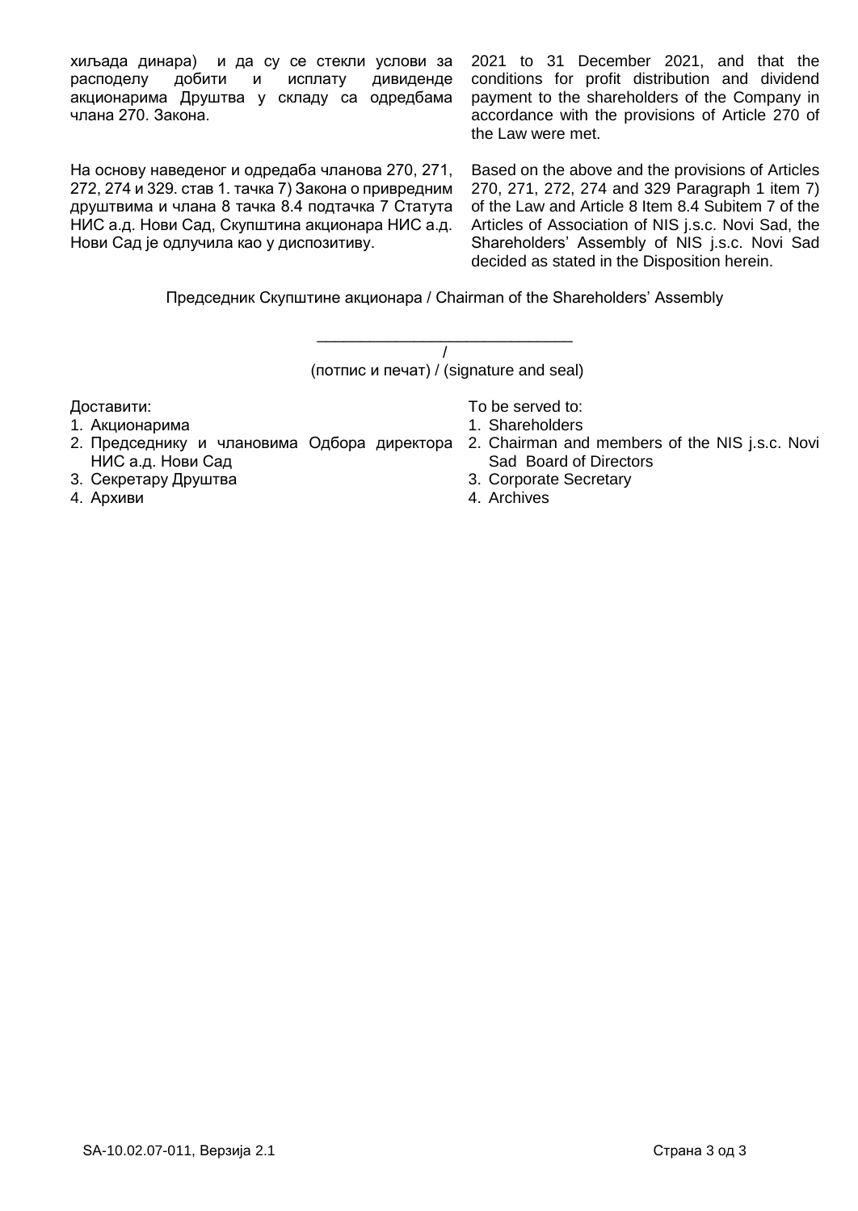хиљада динара) и да су се стекли услови за расподелу добити и исплату дивиденде акционарима Друштва у складу са одредбама члана 270. Закона.

2021 to 31 December 2021, and that the conditions for profit distribution and dividend payment to the shareholders of the Company in accordance with the provisions of Article 270 of the Law were met.

На основу наведеног и одредаба чланова 270, 271, 272, 274 и 329. став 1. тачка 7) Закона о привредним друштвима и члана 8 тачка 8.4 подтачка 7 Статута НИС а.д. Нови Сад, Скупштина акционара НИС а.д. Нови Сад је одлучила као у диспозитиву.

Based on the above and the provisions of Articles 270, 271, 272, 274 and 329 Paragraph 1 item 7) of the Law and Article 8 Item 8.4 Subitem 7 of the Articles of Association of NIS j.s.c. Novi Sad, the Shareholders' Assembly of NIS j.s.c. Novi Sad decided as stated in the Disposition herein.

Председник Скупштине акционара / Chairman of the Shareholders' Assembly

_____________________________

/

(потпис и печат) / (signature and seal)

Доставити:

1. Акционарима
2. Председнику и члановима Одбора директора НИС а.д. Нови Сад
3. Секретару Друштва
4. Архиви

To be served to:

1. Shareholders
2. Chairman and members of the NIS j.s.c. Novi Sad Board of Directors
3. Corporate Secretary
4. Archives

SA-10.02.07-011, Верзија 2.1